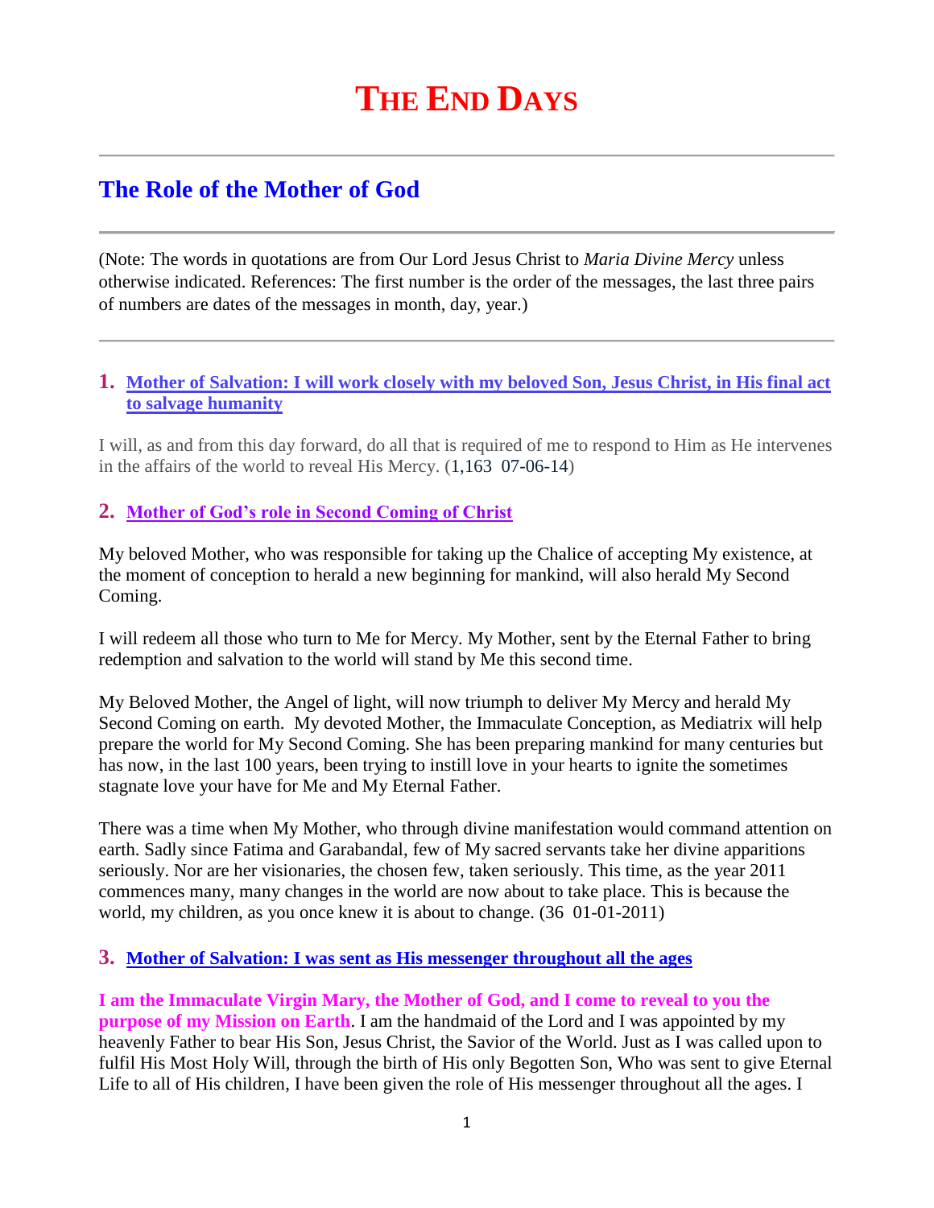# THE END DAYS

## The Role of the Mother of God

(Note: The words in quotations are from Our Lord Jesus Christ to *Maria Divine Mercy* unless otherwise indicated. References: The first number is the order of the messages, the last three pairs of numbers are dates of the messages in month, day, year.)

### 1. Mother of Salvation: I will work closely with my beloved Son, Jesus Christ, in His final act to salvage humanity

I will, as and from this day forward, do all that is required of me to respond to Him as He intervenes in the affairs of the world to reveal His Mercy. (1,163  07-06-14)

### 2. Mother of God's role in Second Coming of Christ

My beloved Mother, who was responsible for taking up the Chalice of accepting My existence, at the moment of conception to herald a new beginning for mankind, will also herald My Second Coming.

I will redeem all those who turn to Me for Mercy. My Mother, sent by the Eternal Father to bring redemption and salvation to the world will stand by Me this second time.

My Beloved Mother, the Angel of light, will now triumph to deliver My Mercy and herald My Second Coming on earth.  My devoted Mother, the Immaculate Conception, as Mediatrix will help prepare the world for My Second Coming. She has been preparing mankind for many centuries but has now, in the last 100 years, been trying to instill love in your hearts to ignite the sometimes stagnate love your have for Me and My Eternal Father.

There was a time when My Mother, who through divine manifestation would command attention on earth. Sadly since Fatima and Garabandal, few of My sacred servants take her divine apparitions seriously. Nor are her visionaries, the chosen few, taken seriously. This time, as the year 2011 commences many, many changes in the world are now about to take place. This is because the world, my children, as you once knew it is about to change. (36  01-01-2011)

### 3. Mother of Salvation: I was sent as His messenger throughout all the ages

**I am the Immaculate Virgin Mary, the Mother of God, and I come to reveal to you the purpose of my Mission on Earth**. I am the handmaid of the Lord and I was appointed by my heavenly Father to bear His Son, Jesus Christ, the Savior of the World. Just as I was called upon to fulfil His Most Holy Will, through the birth of His only Begotten Son, Who was sent to give Eternal Life to all of His children, I have been given the role of His messenger throughout all the ages. I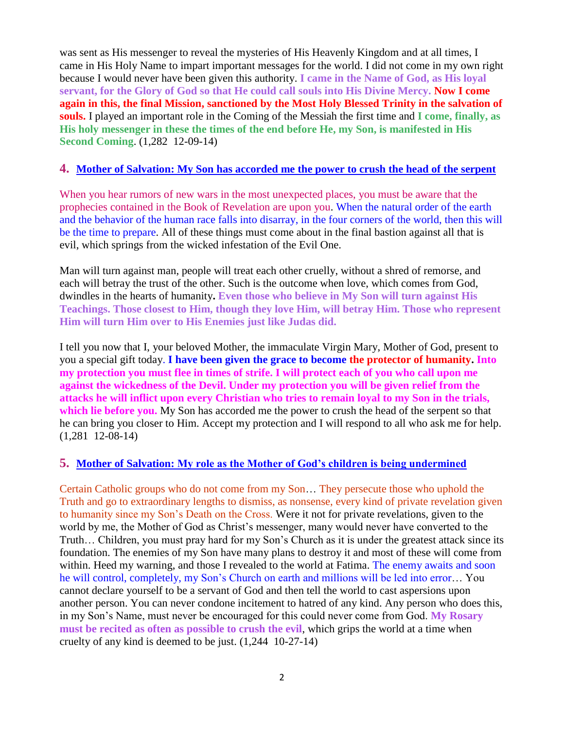was sent as His messenger to reveal the mysteries of His Heavenly Kingdom and at all times, I came in His Holy Name to impart important messages for the world. I did not come in my own right because I would never have been given this authority. **I came in the Name of God, as His loyal servant, for the Glory of God so that He could call souls into His Divine Mercy. Now I come again in this, the final Mission, sanctioned by the Most Holy Blessed Trinity in the salvation of souls.** I played an important role in the Coming of the Messiah the first time and **I come, finally, as His holy messenger in these the times of the end before He, my Son, is manifested in His Second Coming**. (1,282 12-09-14)

## 4. Mother of Salvation: My Son has accorded me the power to crush the head of the serpent

When you hear rumors of new wars in the most unexpected places, you must be aware that the prophecies contained in the Book of Revelation are upon you. When the natural order of the earth and the behavior of the human race falls into disarray, in the four corners of the world, then this will be the time to prepare. All of these things must come about in the final bastion against all that is evil, which springs from the wicked infestation of the Evil One.

Man will turn against man, people will treat each other cruelly, without a shred of remorse, and each will betray the trust of the other. Such is the outcome when love, which comes from God, dwindles in the hearts of humanity**. Even those who believe in My Son will turn against His Teachings. Those closest to Him, though they love Him, will betray Him. Those who represent Him will turn Him over to His Enemies just like Judas did.**

I tell you now that I, your beloved Mother, the immaculate Virgin Mary, Mother of God, present to you a special gift today. **I have been given the grace to become the protector of humanity. Into my protection you must flee in times of strife. I will protect each of you who call upon me against the wickedness of the Devil. Under my protection you will be given relief from the attacks he will inflict upon every Christian who tries to remain loyal to my Son in the trials, which lie before you.** My Son has accorded me the power to crush the head of the serpent so that he can bring you closer to Him. Accept my protection and I will respond to all who ask me for help. (1,281 12-08-14)

## 5. Mother of Salvation: My role as the Mother of God's children is being undermined

Certain Catholic groups who do not come from my Son… They persecute those who uphold the Truth and go to extraordinary lengths to dismiss, as nonsense, every kind of private revelation given to humanity since my Son's Death on the Cross. Were it not for private revelations, given to the world by me, the Mother of God as Christ's messenger, many would never have converted to the Truth… Children, you must pray hard for my Son's Church as it is under the greatest attack since its foundation. The enemies of my Son have many plans to destroy it and most of these will come from within. Heed my warning, and those I revealed to the world at Fatima. The enemy awaits and soon he will control, completely, my Son's Church on earth and millions will be led into error… You cannot declare yourself to be a servant of God and then tell the world to cast aspersions upon another person. You can never condone incitement to hatred of any kind. Any person who does this, in my Son's Name, must never be encouraged for this could never come from God. **My Rosary must be recited as often as possible to crush the evil**, which grips the world at a time when cruelty of any kind is deemed to be just. (1,244 10-27-14)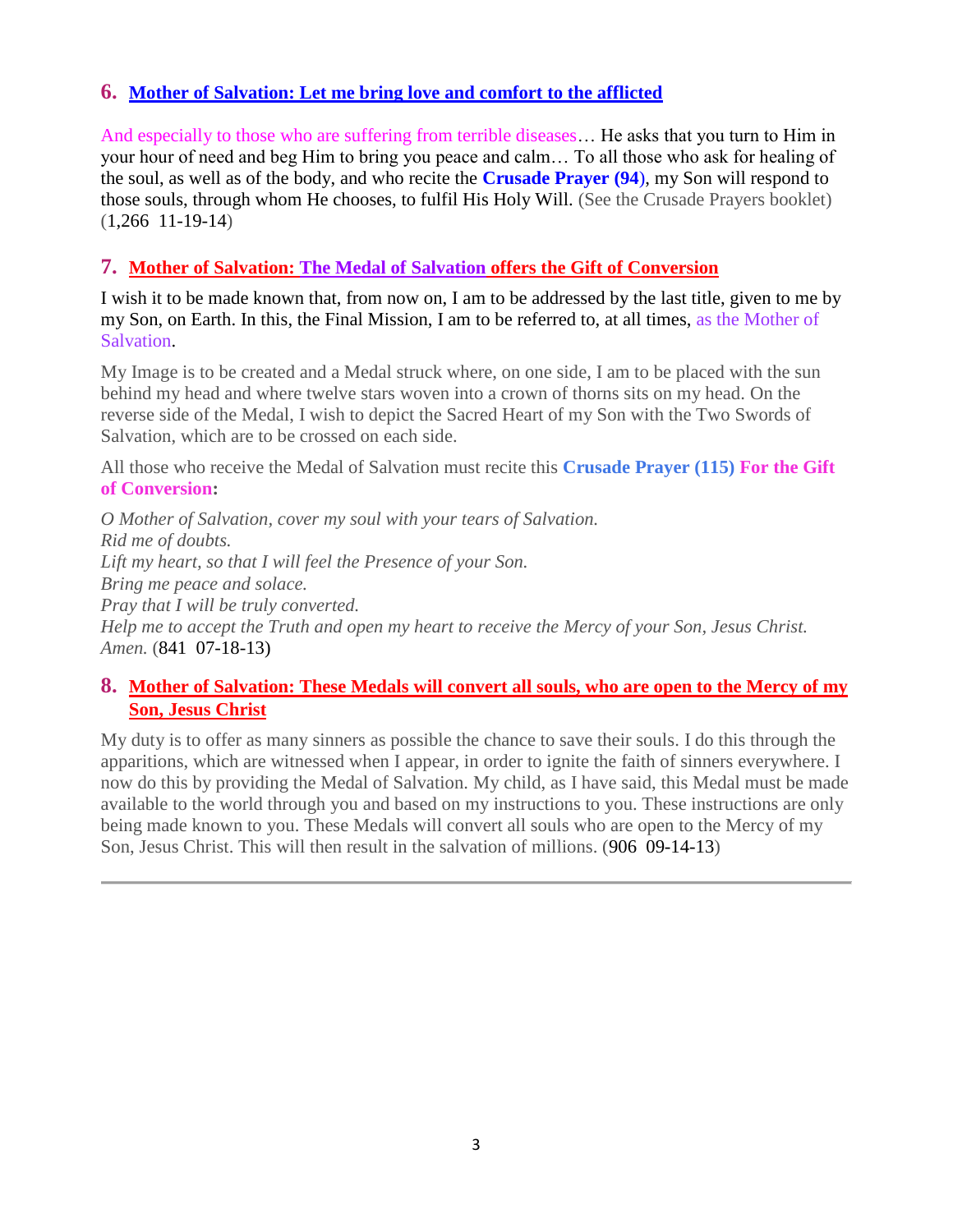## 6. Mother of Salvation: Let me bring love and comfort to the afflicted

And especially to those who are suffering from terrible diseases… He asks that you turn to Him in your hour of need and beg Him to bring you peace and calm… To all those who ask for healing of the soul, as well as of the body, and who recite the **Crusade Prayer (94)**, my Son will respond to those souls, through whom He chooses, to fulfil His Holy Will. (See the Crusade Prayers booklet) (1,266 11-19-14)

## 7. Mother of Salvation: The Medal of Salvation offers the Gift of Conversion

I wish it to be made known that, from now on, I am to be addressed by the last title, given to me by my Son, on Earth. In this, the Final Mission, I am to be referred to, at all times, as the Mother of Salvation.

My Image is to be created and a Medal struck where, on one side, I am to be placed with the sun behind my head and where twelve stars woven into a crown of thorns sits on my head. On the reverse side of the Medal, I wish to depict the Sacred Heart of my Son with the Two Swords of Salvation, which are to be crossed on each side.

All those who receive the Medal of Salvation must recite this **Crusade Prayer (115) For the Gift of Conversion:**

*O Mother of Salvation, cover my soul with your tears of Salvation.*
*Rid me of doubts.*
*Lift my heart, so that I will feel the Presence of your Son.*
*Bring me peace and solace.*
*Pray that I will be truly converted.*
*Help me to accept the Truth and open my heart to receive the Mercy of your Son, Jesus Christ.*
*Amen.* (841 07-18-13)

## 8. Mother of Salvation: These Medals will convert all souls, who are open to the Mercy of my Son, Jesus Christ

My duty is to offer as many sinners as possible the chance to save their souls. I do this through the apparitions, which are witnessed when I appear, in order to ignite the faith of sinners everywhere. I now do this by providing the Medal of Salvation. My child, as I have said, this Medal must be made available to the world through you and based on my instructions to you. These instructions are only being made known to you. These Medals will convert all souls who are open to the Mercy of my Son, Jesus Christ. This will then result in the salvation of millions. (906 09-14-13)

---